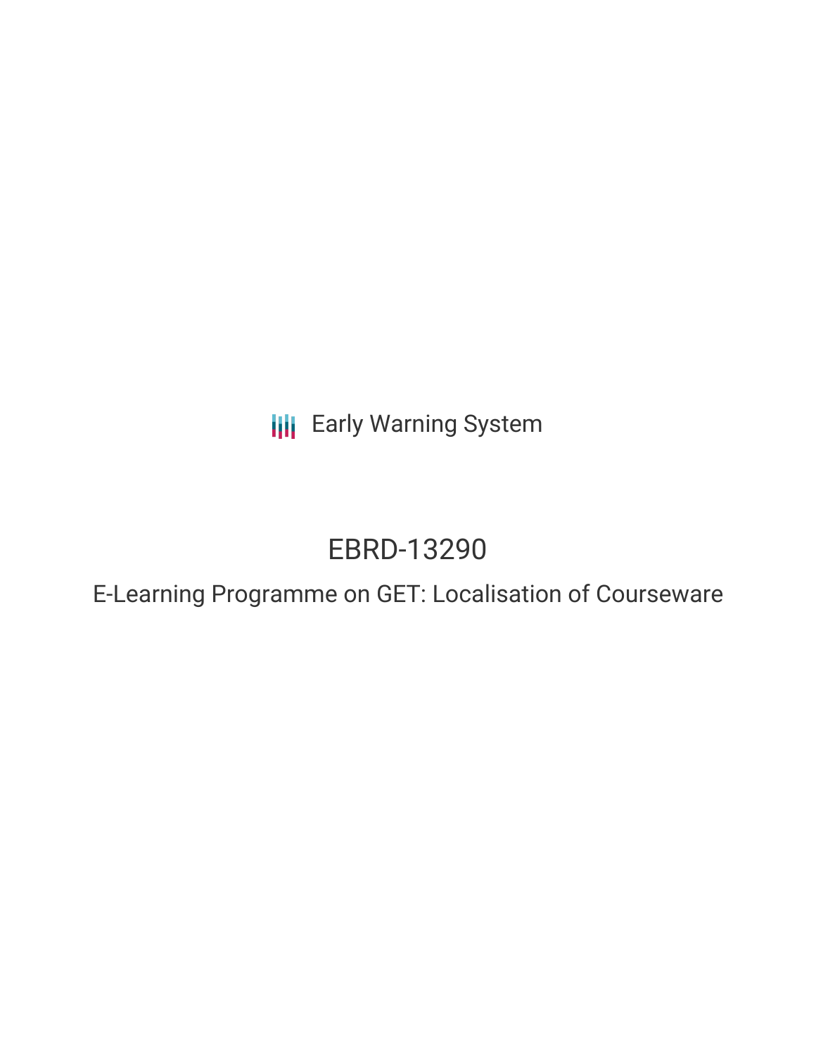Early Warning System

# EBRD-13290

## E-Learning Programme on GET: Localisation of Courseware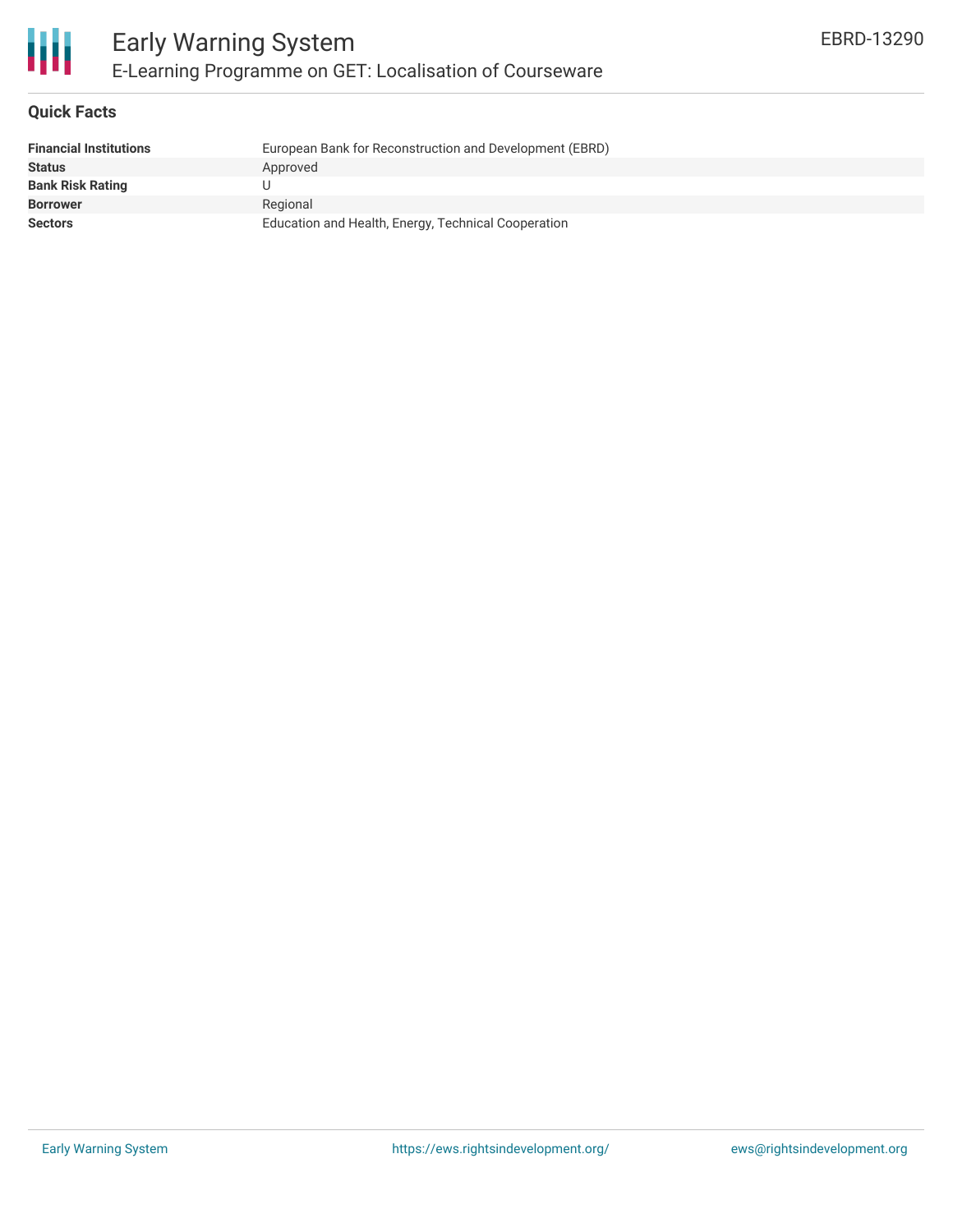# Early Warning System

## E-Learning Programme on GET: Localisation of Courseware

EBRD-13290

### Quick Facts

| | |
|---|---|
| **Financial Institutions** | European Bank for Reconstruction and Development (EBRD) |
| **Status** | Approved |
| **Bank Risk Rating** | U |
| **Borrower** | Regional |
| **Sectors** | Education and Health, Energy, Technical Cooperation |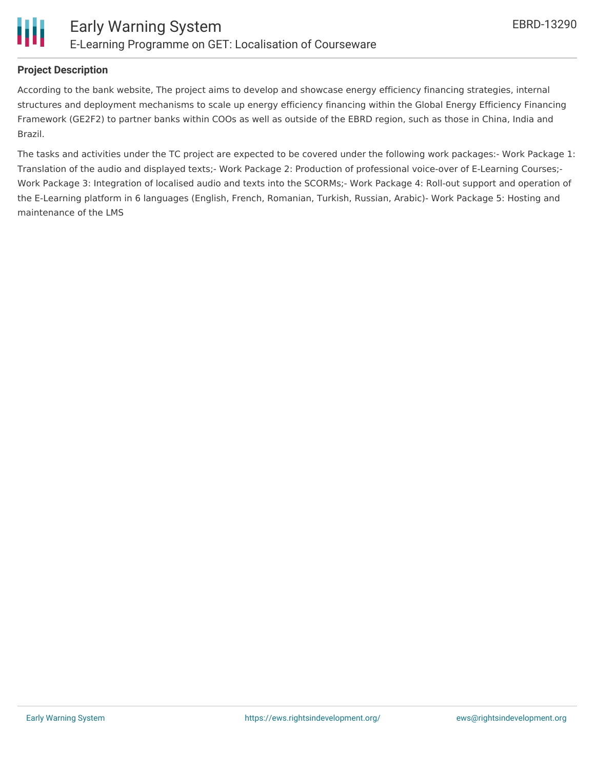**Project Description**

According to the bank website, The project aims to develop and showcase energy efficiency financing strategies, internal structures and deployment mechanisms to scale up energy efficiency financing within the Global Energy Efficiency Financing Framework (GE2F2) to partner banks within COOs as well as outside of the EBRD region, such as those in China, India and Brazil.

The tasks and activities under the TC project are expected to be covered under the following work packages:- Work Package 1: Translation of the audio and displayed texts;- Work Package 2: Production of professional voice-over of E-Learning Courses;- Work Package 3: Integration of localised audio and texts into the SCORMs;- Work Package 4: Roll-out support and operation of the E-Learning platform in 6 languages (English, French, Romanian, Turkish, Russian, Arabic)- Work Package 5: Hosting and maintenance of the LMS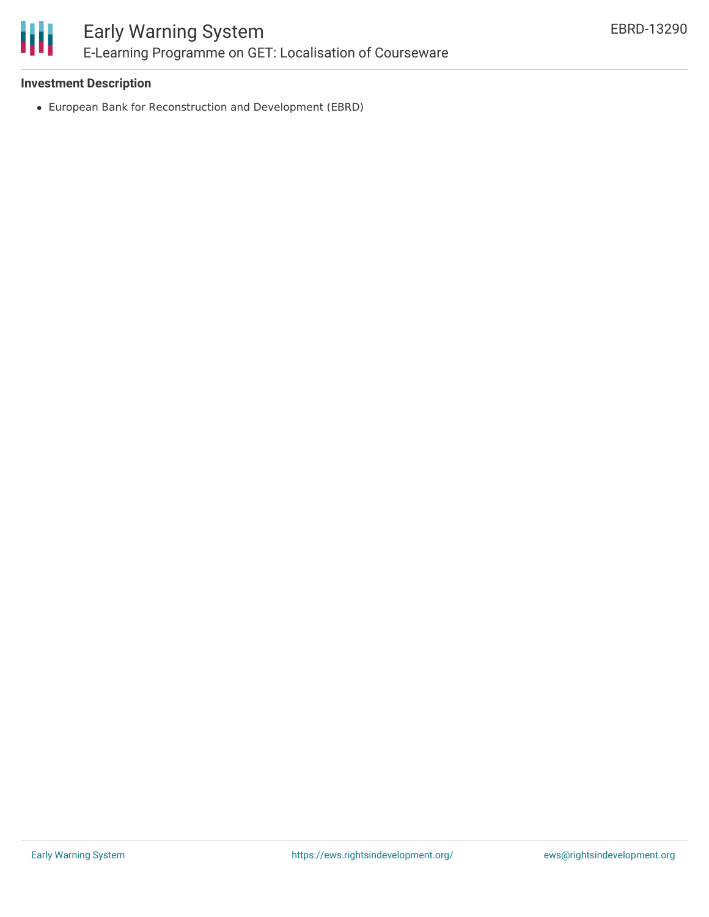## Investment Description

- European Bank for Reconstruction and Development (EBRD)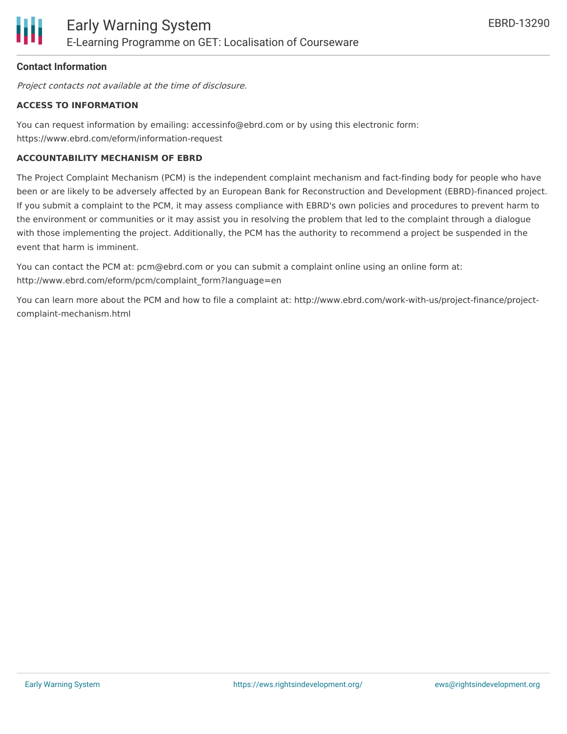**Contact Information**

*Project contacts not available at the time of disclosure.*

**ACCESS TO INFORMATION**

You can request information by emailing: accessinfo@ebrd.com or by using this electronic form: https://www.ebrd.com/eform/information-request

**ACCOUNTABILITY MECHANISM OF EBRD**

The Project Complaint Mechanism (PCM) is the independent complaint mechanism and fact-finding body for people who have been or are likely to be adversely affected by an European Bank for Reconstruction and Development (EBRD)-financed project. If you submit a complaint to the PCM, it may assess compliance with EBRD's own policies and procedures to prevent harm to the environment or communities or it may assist you in resolving the problem that led to the complaint through a dialogue with those implementing the project. Additionally, the PCM has the authority to recommend a project be suspended in the event that harm is imminent.

You can contact the PCM at: pcm@ebrd.com or you can submit a complaint online using an online form at: http://www.ebrd.com/eform/pcm/complaint_form?language=en

You can learn more about the PCM and how to file a complaint at: http://www.ebrd.com/work-with-us/project-finance/project-complaint-mechanism.html